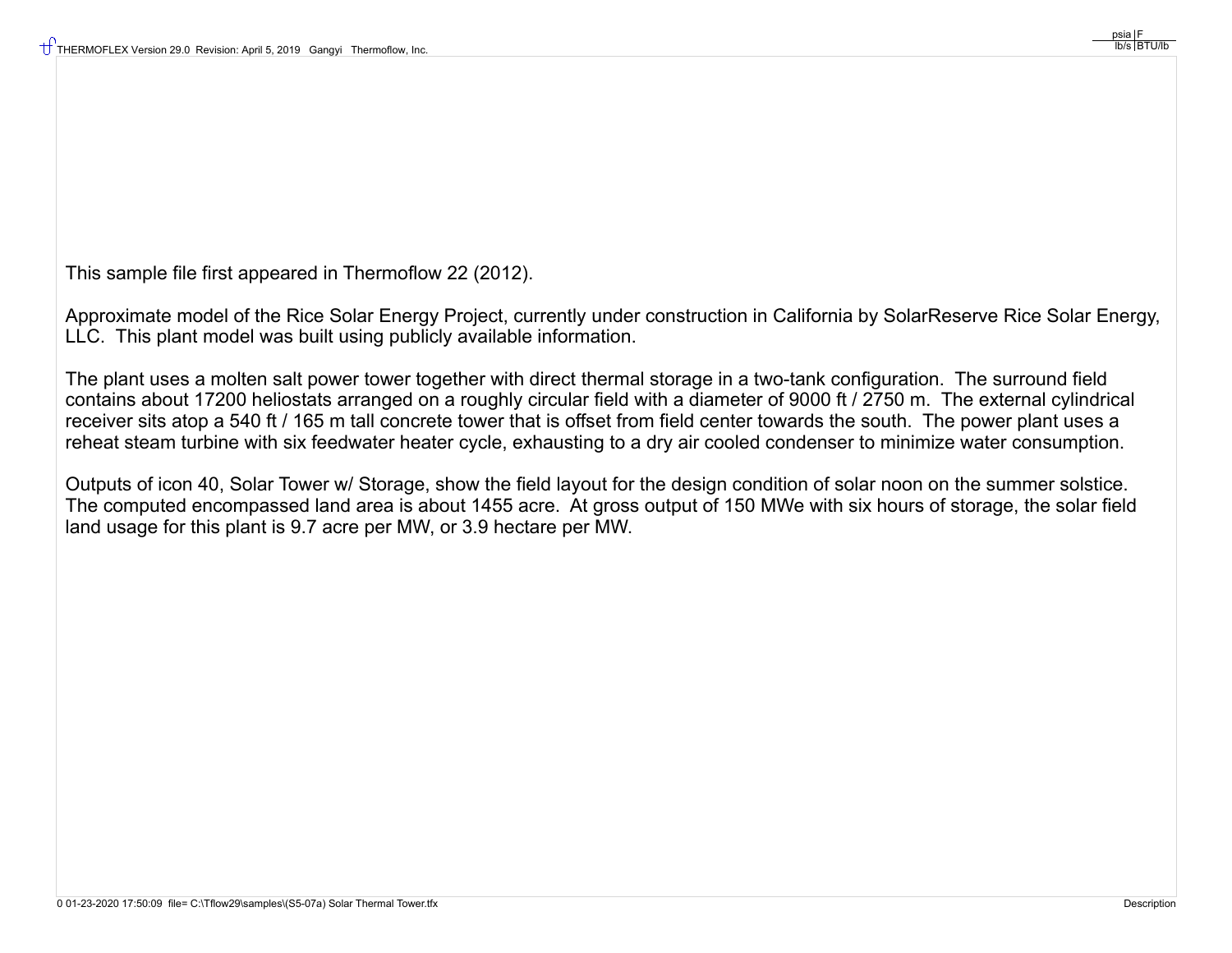This sample file first appeared in Thermoflow 22 (2012).

Approximate model of the Rice Solar Energy Project, currently under construction in California by SolarReserve Rice Solar Energy, LLC. This plant model was built using publicly available information.

The plant uses a molten salt power tower together with direct thermal storage in a two-tank configuration. The surround field contains about 17200 heliostats arranged on a roughly circular field with a diameter of 9000 ft / 2750 m. The external cylindrical receiver sits atop a 540 ft / 165 m tall concrete tower that is offset from field center towards the south. The power plant uses a reheat steam turbine with six feedwater heater cycle, exhausting to a dry air cooled condenser to minimize water consumption.

Outputs of icon 40, Solar Tower w/ Storage, show the field layout for the design condition of solar noon on the summer solstice. The computed encompassed land area is about 1455 acre. At gross output of 150 MWe with six hours of storage, the solar field land usage for this plant is 9.7 acre per MW, or 3.9 hectare per MW.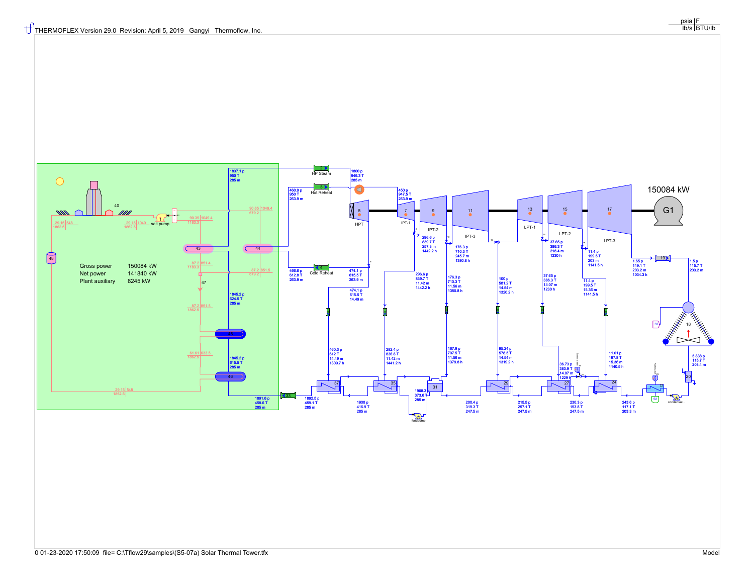THERMOFLEX Version 29.0 Revision: April 5, 2019 Gangyi Thermoflow, Inc.

psia | F
lb/s | BTU/lb

150084 kW

G1

| | |
|---|---|
| Gross power | 150084 kW |
| Net power | 141840 kW |
| Plant auxiliary | 8245 kW |

HP Steam

Hot Reheat

Cold Reheat

HPT

IPT-1

IPT-2

IPT-3

LPT-1

LPT-2

LPT-3

salt pump

feedpump

condensat...

1837.1 p
950 T
285 m

1800 p
946.3 T
285 m

460.9 p
950 T
263.9 m

450 p
947.5 T
263.9 m

466.6 p
612.8 T
263.9 m

474.1 p
615.5 T
263.9 m

474.1 p
615.5 T
14.49 m

296.6 p
839.7 T
257.3 m
1442.2 h

296.6 p
839.7 T
11.42 m
1442.2 h

176.3 p
710.3 T
245.7 m
1380.8 h

176.3 p
710.3 T
11.56 m
1380.8 h

100 p
581.2 T
14.54 m
1320.2 h

37.65 p
386.3 T
218.4 m
1230 h

37.65 p
386.3 T
14.07 m
1230 h

11.4 p
199.5 T
203 m
1141.5 h

11.4 p
199.5 T
15.36 m
1141.5 h

1.65 p
119.1 T
203.2 m
1034.3 h

1.5 p
115.7 T
203.2 m

5.838 p
115.7 T
203.4 m

460.3 p
612 T
14.49 m
1309.7 h

282.4 p
836.8 T
11.42 m
1441.2 h

167.9 p
707.5 T
11.56 m
1379.8 h

95.24 p
578.5 T
14.54 m
1319.2 h

36.73 p
383.9 T
14.07 m
1229 h

11.01 p
197.8 T
15.36 m
1140.5 h

1845.2 p
624.5 T
285 m

1845.2 p
615.5 T
285 m

1891.6 p
458.6 T
285 m

1892.5 p
459.1 T
285 m

1900 p
416.9 T
285 m

1908.3 p
373.6 T
285 m

200.4 p
319.3 T
247.5 m

215.5 p
257.1 T
247.5 m

230.3 p
193.8 T
247.5 m

243.6 p
117.1 T
203.3 m

29.15 | 548
1862.5

29.15 | 1049
1862.5

90.39 | 1049.4
1183.3

90.65 | 1049.4
679.2

87.2 | 851.4
1183.3

87.2 | 851.5
679.2

87.2 | 851.5
1862.5

61.61 | 633.5
1862.5

29.15 | 548
1862.5

0 01-23-2020 17:50:09 file= C:\Tflow29\samples\(S5-07a) Solar Thermal Tower.tfx

Model